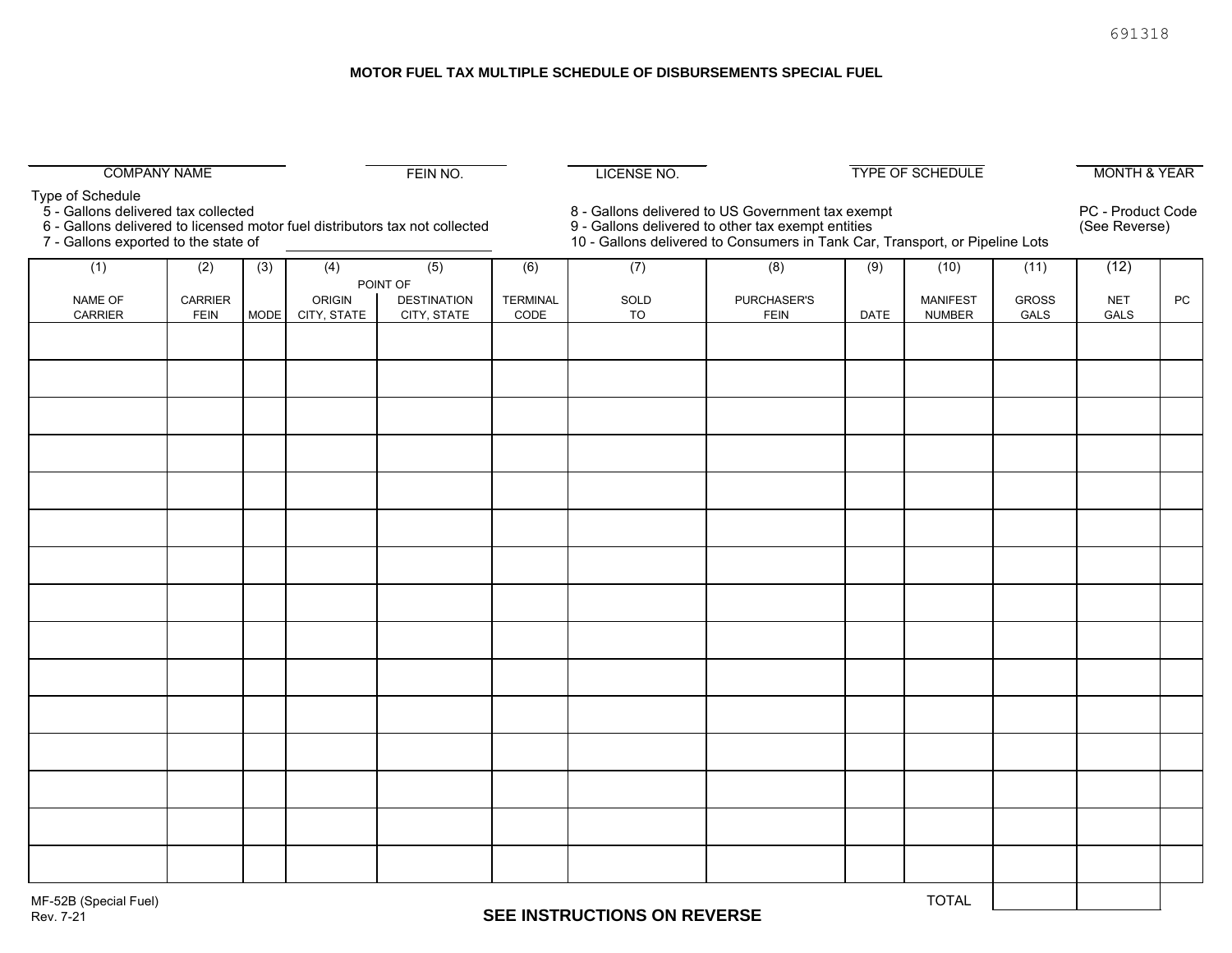691318

## MOTOR FUEL TAX MULTIPLE SCHEDULE OF DISBURSEMENTS SPECIAL FUEL

| COMPANY NAME | FEIN NO. | LICENSE NO. | TYPE OF SCHEDULE | MONTH & YEAR |
|---|---|---|---|---|
| | | | | |

Type of Schedule

- 5 - Gallons delivered tax collected
- 6 - Gallons delivered to licensed motor fuel distributors tax not collected
- 7 - Gallons exported to the state of ____________________
- 8 - Gallons delivered to US Government tax exempt
- 9 - Gallons delivered to other tax exempt entities
- 10 - Gallons delivered to Consumers in Tank Car, Transport, or Pipeline Lots

PC - Product Code (See Reverse)

| (1) | (2) | (3) | (4) | (5) | (6) | (7) | (8) | (9) | (10) | (11) | (12) | |
|---|---|---|---|---|---|---|---|---|---|---|---|---|
| | | | POINT OF | | | | | | | | | |
| NAME OF CARRIER | CARRIER FEIN | MODE | ORIGIN CITY, STATE | DESTINATION CITY, STATE | TERMINAL CODE | SOLD TO | PURCHASER'S FEIN | DATE | MANIFEST NUMBER | GROSS GALS | NET GALS | PC |
| | | | | | | | | | | | | |
| | | | | | | | | | | | | |
| | | | | | | | | | | | | |
| | | | | | | | | | | | | |
| | | | | | | | | | | | | |
| | | | | | | | | | | | | |
| | | | | | | | | | | | | |
| | | | | | | | | | | | | |
| | | | | | | | | | | | | |
| | | | | | | | | | | | | |
| | | | | | | | | | | | | |
| | | | | | | | | | | | | |
| | | | | | | | | | | | | |
| | | | | | | | | | | | | |
| | | | | | | | | | | | | |
| | | | | | | | | | TOTAL | | | |

MF-52B (Special Fuel)
Rev. 7-21

**SEE INSTRUCTIONS ON REVERSE**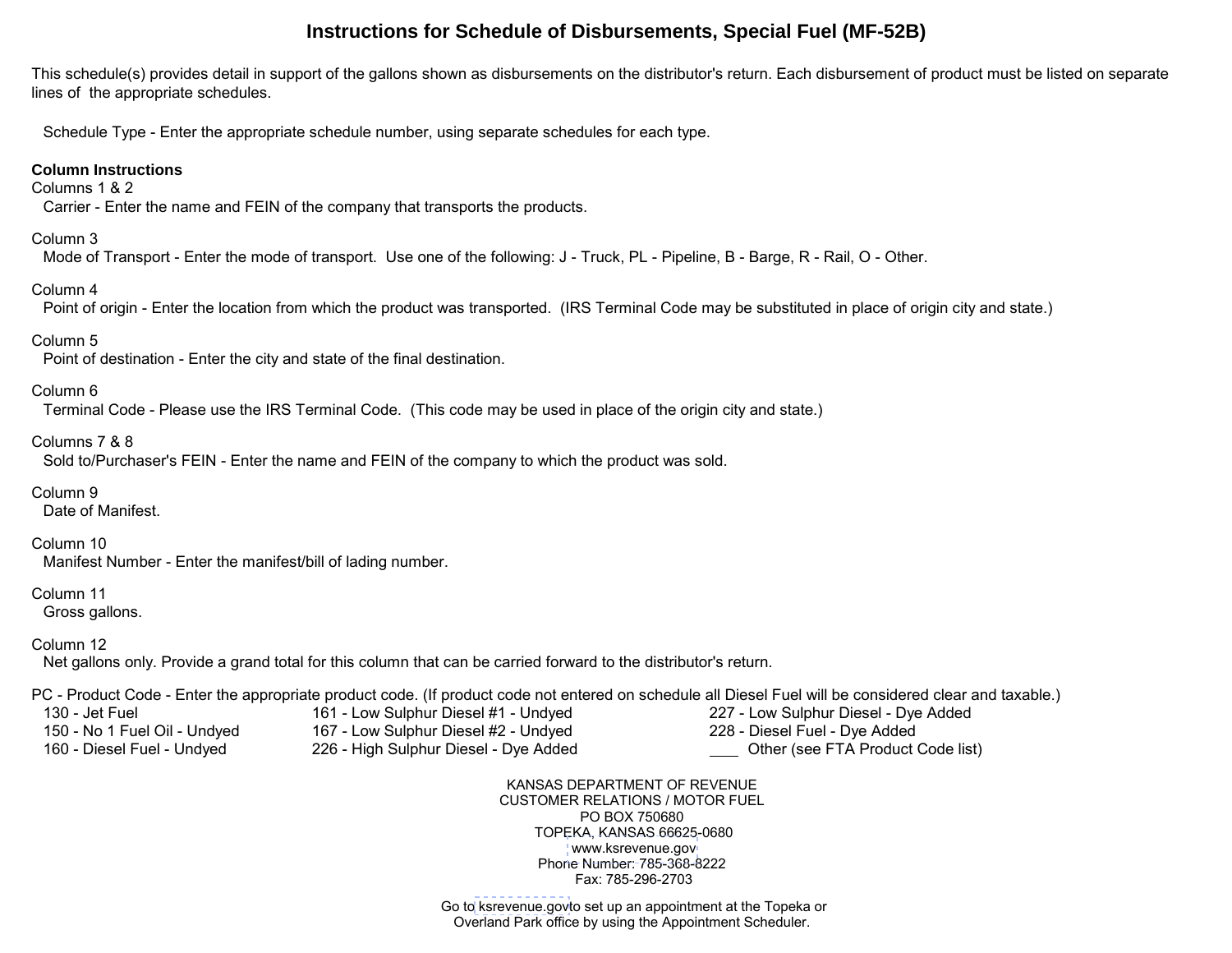# Instructions for Schedule of Disbursements, Special Fuel (MF-52B)

This schedule(s) provides detail in support of the gallons shown as disbursements on the distributor's return. Each disbursement of product must be listed on separate lines of the appropriate schedules.

Schedule Type - Enter the appropriate schedule number, using separate schedules for each type.

**Column Instructions**

Columns 1 & 2
Carrier - Enter the name and FEIN of the company that transports the products.

Column 3
Mode of Transport - Enter the mode of transport. Use one of the following: J - Truck, PL - Pipeline, B - Barge, R - Rail, O - Other.

Column 4
Point of origin - Enter the location from which the product was transported. (IRS Terminal Code may be substituted in place of origin city and state.)

Column 5
Point of destination - Enter the city and state of the final destination.

Column 6
Terminal Code - Please use the IRS Terminal Code. (This code may be used in place of the origin city and state.)

Columns 7 & 8
Sold to/Purchaser's FEIN - Enter the name and FEIN of the company to which the product was sold.

Column 9
Date of Manifest.

Column 10
Manifest Number - Enter the manifest/bill of lading number.

Column 11
Gross gallons.

Column 12
Net gallons only. Provide a grand total for this column that can be carried forward to the distributor's return.

PC - Product Code - Enter the appropriate product code. (If product code not entered on schedule all Diesel Fuel will be considered clear and taxable.)

| | | |
|---|---|---|
| 130 - Jet Fuel | 161 - Low Sulphur Diesel #1 - Undyed | 227 - Low Sulphur Diesel - Dye Added |
| 150 - No 1 Fuel Oil - Undyed | 167 - Low Sulphur Diesel #2 - Undyed | 228 - Diesel Fuel - Dye Added |
| 160 - Diesel Fuel - Undyed | 226 - High Sulphur Diesel - Dye Added | ___ Other (see FTA Product Code list) |

KANSAS DEPARTMENT OF REVENUE
CUSTOMER RELATIONS / MOTOR FUEL
PO BOX 750680
TOPEKA, KANSAS 66625-0680
www.ksrevenue.gov
Phone Number: 785-368-8222
Fax: 785-296-2703

Go to ksrevenue.gov to set up an appointment at the Topeka or Overland Park office by using the Appointment Scheduler.